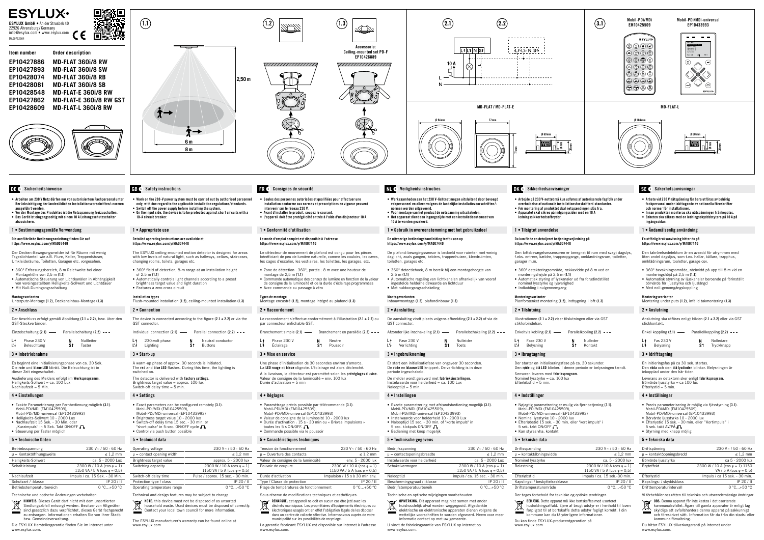# ESYLUX

ESYLUX GmbH • An der Strusbek 40
22926 Ahrensburg / Germany
info@esylux.com • www.esylux.com
MA00732904

| Item number | Order description |
|---|---|
| EP10427886 | MD-FLAT 360i/8 RW |
| EP10427893 | MD-FLAT 360i/8 SW |
| EP10428074 | MD-FLAT 360i/8 RB |
| EP10428081 | MD-FLAT 360i/8 SB |
| EP10428548 | MD-FLAT-E 360i/8 RW |
| EP10427862 | MD-FLAT-E 360i/8 RW GST |
| EP10428609 | MD-FLAT-L 360i/8 RW |

(1.1)
2,50 m
6 m
8 m

(1.2)

(1.3)
Accessorie:
Ceiling-mounted set PD-F
EP10426889

(2.1) (2.2)
L↑ L'↓ N S↑
10 A
L
N

MD-FLAT / MD-FLAT-E
Ø 94 mm
77 mm
77 mm
Ø 60 mm
34 mm
38 mm

(3.1)
Mobil-PDi/MDi
EM10425509
Mobil-PDi/MDi-universal
EP10433993

MD-FLAT-L
Ø 104 mm
Ø 60 mm
34 mm
38 mm

## DE • Sicherheitshinweise

- **Arbeiten am 230 V Netz dürfen nur von autorisiertem Fachpersonal unter Berücksichtigung der landesüblichen Installationsvorschriften/-normen ausgeführt werden.**
- **Vor der Montage des Produktes ist die Netzspannung freizuschalten.**
- **Das Gerät ist eingangsseitig mit einem 10 A Leitungsschutzschalter abzusichern.**

### 1 • Bestimmungsgemäße Verwendung

**Die ausführliche Bedienungsanleitung finden Sie auf https://www.esylux.com/y/MA007440**

Der Decken-Bewegungsmelder ist für Räume mit wenig Tageslichtanteil wie z.B. Flure, Keller, Treppenhäuser, Umkleideräume, Toiletten, Garagen etc. vorgesehen.

- 360° Erfassungsbereich, 8 m Reichweite bei einer Montagehöhe von 2,5 m (**1.1**)
- Automatische Steuerung von Lichtkanälen in Abhängigkeit von voreingestelltem Helligkeits-Sollwert und Lichtdauer
- Mit Null-Durchgangsschaltung

**Montagevarianten**
Unterputz-Montage (**1.2**), Deckeneinbau-Montage (**1.3**)

### 2 • Anschluss

Der Anschluss erfolgt gemäß Abbildung (**2.1** + **2.2**), bzw. über den GST-Steckverbinder.

Einzelschaltung (**2.1**) ——— Parallelschaltung (**2.2**) - - -

L↑ Phase 230 V — N Nullleiter
L'↓ Beleuchtung — S↑ Taster

### 3 • Inbetriebnahme

Es beginnt eine Initialisierungsphase von ca. 30 Sek. Die **rote** und **blaue LED** blinkt. Die Beleuchtung ist in dieser Zeit eingeschaltet.

Auslieferung des Melders erfolgt im **Werksprogramm**.
Helligkeits-Sollwert = ca. 100 Lux
Nachlaufzeit = 5 Min.

### 4 • Einstellungen

- Exakte Parametrierung per Fernbedienung möglich (**3.1**). Mobil-PDi/MDi (EM10425509), Mobil-PDi/MDi-universal (EP10433993)
- Helligkeits-Sollwert 10 - 2000 Lux
- Nachlaufzeit 15 Sek. - 30 Min. oder „Kurzimpuls" in 5 Sek. Takt EIN/AUS
- Steuerung per Taster möglich

### 5 • Technische Daten

| | |
|---|---|
| Betriebsspannung | 230 V~ / 50 - 60 Hz |
| μ = Kontaktöffnungsweite | ≤ 1,2 mm |
| Helligkeits-Sollwert | ca. 5 - 2000 Lux |
| Schaltleistung | 2300 W / 10 A (cos φ = 1) 1150 VA / 5 A (cos φ = 0,5) |
| Nachlaufzeit | Impuls / ca. 15 Sek. - 30 Min. |
| Schutzart / -klasse | IP 20 / II |
| Betriebstemperaturbereich | 0 °C...+50 °C |

Technische und optische Änderungen vorbehalten.

**HINWEIS:** Dieses Gerät darf nicht mit dem unsortierten Siedlungsabfall entsorgt werden. Besitzer von Altgeräten sind gesetzlich dazu verpflichtet, dieses Gerät fachgerecht zu entsorgen. Informationen erhalten Sie von Ihrer Stadt- bzw. Gemeindeverwaltung.

Die ESYLUX Herstellergarantie finden Sie im Internet unter www.esylux.com.

## GB • Safety instructions

- **Work on the 230-V power system must be carried out by authorised personnel only, with due regard to the applicable installation regulations/standards.**
- **Switch off the power supply before installing the system.**
- **On the input side, the device is to be protected against short circuits with a 10-A circuit breaker.**

### 1 • Appropriate use

**Detailed operating instructions are available at https://www.esylux.com/y/MA007440**

The ESYLUX ceiling-mounted motion detector is designed for areas with low levels of natural light, such as hallways, cellars, staircases, changing rooms, toilets, garages, etc.

- 360° field of detection, 8-m range at an installation height of 2.5 m (**1.1**)
- Automatically controls light channels according to a preset brightness target value and light duration
- Features a zero cross circuit

**Installation types**
Flush-mounted installation (**1.2**), ceiling-mounted installation (**1.3**)

### 2 • Connection

The device is connected according to the figure (**2.1** + **2.2**) or via the GST connector.

Individual connection (**2.1**) ——— Parallel connection (**2.2**) - - -

L↑ 230-volt phase — N Neutral conductor
L'↓ Lighting — S↑ Buttons

### 3 • Start-up

A warm-up phase of approx. 30 seconds is initiated. The **red** and **blue LED** flashes. During this time, the lighting is switched on.

The detector is delivered with **factory settings**.
Brightness target value = approx. 100 lux
Switch-off delay time = 5 min.

### 4 • Settings

- Exact parameters can be configured remotely (**3.1**). Mobil-PDi/MDi (EM10425509), Mobil-PDi/MDi-universal (EP10433993)
- Brightness target value 10 - 2000 lux
- Switch-off delay time 15 sec. - 30 min. or "short pulse" in 5-sec. ON/OFF cycle
- Control via push button possible

### 5 • Technical data

| | |
|---|---|
| Operating voltage | 230 V~ / 50 - 60 Hz |
| μ = contact opening width | ≤ 1.2 mm |
| Brightness target value | approx. 5 - 2000 lux |
| Switching capacity | 2300 W / 10 A (cos φ = 1) 1150 VA / 5 A (cos φ = 0.5) |
| Switch-off delay time | Pulse / approx. 15 sec. - 30 min. |
| Protection type / class | IP 20 / II |
| Operating temperature range | 0 °C...+50 °C |

Technical and design features may be subject to change.

**NOTE:** this device must not be disposed of as unsorted household waste. Used devices must be disposed of correctly. Contact your local town council for more information.

The ESYLUX manufacturer's warranty can be found online at www.esylux.com.

## FR • Consignes de sécurité

- **Seules des personnes autorisées et qualifiées pour effectuer une installation conforme aux normes et prescriptions en vigueur peuvent intervenir sur le réseau 230 V.**
- **Avant d'installer le produit, coupez le courant.**
- **L'appareil doit être protégé côté entrée à l'aide d'un disjoncteur 10 A.**

### 1 • Conformité d'utilisation

**Le mode d'emploi complet est disponible à l'adresse : https://www.esylux.com/y/MA007440**

Le détecteur de mouvement de plafond est conçu pour les pièces bénéficiant de peu de lumière naturelle, comme les couloirs, les caves, les cages d'escalier, les vestiaires, les toilettes, les garages, etc.

- Zone de détection : 360°, portée : 8 m avec une hauteur de montage de 2,5 m (**1.1**)
- Commande automatique des canaux de lumière en fonction de la valeur de consigne de la luminosité et de la durée d'éclairage programmées
- Avec commande au passage à zéro

**Types de montage**
Montage encastré (**1.2**), montage intégré au plafond (**1.3**)

### 2 • Raccordement

Le raccordement s'effectue conformément à l'illustration (**2.1** + **2.2**) ou par connecteur enfichable GST.

Branchement simple (**2.1**) ——— Branchement en parallèle (**2.2**) - - -

L↑ Phase 230 V — N Neutre
L'↓ Éclairage — S↑ Poussoir

### 3 • Mise en service

Une phase d'initialisation de 30 secondes environ s'amorce. La **LED rouge** et **bleue** clignote. L'éclairage est alors déclenché.

À la livraison, le détecteur est paramétré selon les **préréglages d'usine**.
Valeur de consigne de la luminosité = env. 100 lux
Durée d'activation = 5 min

### 4 • Réglages

- Paramétrage précis possible par télécommande (**3.1**). Mobil-PDi/MDi (EM10425509), Mobil-PDi/MDi-universal (EP10433993)
- Valeur de consigne de la luminosité 10 - 2000 lux
- Durée d'activation : 15 s - 30 min ou « Brèves impulsions » toutes les 5 s ON/OFF
- Commande possible via le poussoir

### 5 • Caractéristiques techniques

| | |
|---|---|
| Tension de fonctionnement | 230 V~ / 50 - 60 Hz |
| μ = Ouverture des contacts | ≤ 1,2 mm |
| Valeur de consigne de la luminosité | env. 5 - 2000 lux |
| Pouvoir de coupure | 2300 W / 10 A (cos φ = 1) 1150 VA / 5 A (cos φ = 0,5) |
| Durée d'activation | Impulsion / 15 s à 30 min env. |
| Type / Classe de protection | IP 20 / II |
| Plage de températures de fonctionnement | 0 °C...+50 °C |

Sous réserve de modifications techniques et esthétiques.

**REMARQUE :** cet appareil ne doit en aucun cas être jeté avec les déchets municipaux. Les propriétaires d'équipements électriques ou électroniques usagés ont en effet l'obligation légale de les déposer dans un centre de collecte sélective. Informez-vous auprès de votre municipalité sur les possibilités de recyclage.

La garantie fabricant ESYLUX est disponible sur Internet à l'adresse www.esylux.com.

## NL • Veiligheidsinstructies

- **Werkzaamheden aan het 230 V-lichtnet mogen uitsluitend door bevoegd vakpersoneel en alleen volgens de landelijke installatievoorschriften/-normen worden uitgevoerd.**
- **Voor montage van het product de netspanning uitschakelen.**
- **Het apparaat dient aan ingangszijde met een installatieautomaat van 10 A te worden gezekerd.**

### 1 • Gebruik in overeenstemming met het gebruiksdoel

**De uitvoerige bedieningshandleiding treft u aan op https://www.esylux.com/y/MA007440**

De plafond-bewegingssensor is bedoeld voor ruimten met weinig daglicht, zoals gangen, kelders, trappenhuizen, kleedruimten, toiletten, garages etc.

- 360° detectiehoek, 8 m bereik bij een montagehoogte van 2,5 m (**1.1**)
- Automatische regeling van lichtkanalen afhankelijk van vooraf ingestelde helderheidswaarde en lichtduur
- Met nuldoorgangsschakeling

**Montagevarianten**
Inbouwmontage (**1.2**), plafondinbouw (**1.3**)

### 2 • Aansluiting

De aansluiting vindt plaats volgens afbeelding (**2.1** + **2.2**) of via de GST connector.

Afzonderlijke inschakeling (**2.1**) ——— Parallelschakeling (**2.2**) - - -

L↑ Fase 230 V — N Nulleider
L'↓ Verlichting — S↑ Toets

### 3 • Ingebruikneming

Er start een initialisatiefase van ongeveer 30 seconden. De **rode** en **blauwe LED** knippert. De verlichting is in deze periode ingeschakeld.

De melder wordt geleverd met **fabrieksinstellingen**.
Instelwaarde voor helderheid = ca. 100 Lux
Nalooptijd = 5 min.

### 4 • Instellingen

- Exacte parametrering met afstandsbediening mogelijk (**3.1**). Mobil-PDi/MDi (EM10425509), Mobil-PDi/MDi-universal (EP10433993)
- Instelwaarde voor helderheid 10 - 2000 lux
- Nalooptijd 15 sec. - 30 min. of "korte impuls" in 5 sec. klokpuls ON/OFF
- Bediening met knop mogelijk

### 5 • Technische gegevens

| | |
|---|---|
| Bedrijfsspanning | 230 V~ / 50 - 60 Hz |
| μ = contactopeningsbreedte | ≤ 1,2 mm |
| Instelwaarde voor helderheid | ca. 5 - 2000 Lux |
| Schakelvermogen | 2300 W / 10 A (cos φ = 1) 1150 VA / 5 A (cos φ = 0,5) |
| Nalooptijd | impuls / ca. 15 sec. - 30 min. |
| Beschermingsgraad / -klasse | IP 20 / II |
| Bedrijfstemperatuurbereik | 0 °C...+50 °C |

Technische en optische wijzigingen voorbehouden.

**OPMERKING:** Dit apparaat mag niet samen met ander huishoudelijk afval worden weggegooid. Afgedankte elektrische en elektronische apparaten dienen volgens de wettelijke voorschriften te worden afgevoerd. Neem voor meer informatie contact op met uw gemeente.

U vindt de fabrieksgarantie van ESYLUX op internet op www.esylux.com.

## DK • Sikkerhedsanvisninger

- **Arbejde på 230 V-nettet må kun udføres af autoriserede fagfolk under overholdelse af nationale installationsforskrifter/-standarder.**
- **Før montering af produktet skal netspændingen slås fra.**
- **Apparatet skal sikres på indgangssiden med en 10 A ledningssikkerhedsafbryder.**

### 1 • Tilsigtet anvendelse

**Du kan finde en detaljeret betjeningsvejledning på https://www.esylux.com/y/MA007440**

Den loftsbevægelsessensoren er beregnet til rum med svagt dagslys, f.eks. entreer, kældre, trappeopgange, omklædningsrum, toiletter, garager m.m.

- 360° detekteringsområde, rækkevidde på 8 m ved en monteringshøjde på 2,5 m (**1.1**)
- Automatisk styring af lyskanaler ud fra forudindstillet nominel lysstyrke og lysvarighed
- Indkobling i nulgennemgang

**Monteringsvarianter**
Planforsænket montering (**1.2**), indbygning i loft (**1.3**)

### 2 • Tilslutning

Illustrationen (**2.1** + **2.2**) viser tilslutningen eller via GST stikforbindelsen.

Enkeltvis kobling (**2.1**) ——— Parallelkobling (**2.2**) - - -

L↑ Fase 230 V — N Nulleder
L'↓ Belysning — S↑ Kontakt

### 3 • Ibrugtagning

Der starter en initialiseringsfase på ca. 30 sekunder. Den **røde** og **blå LED** blinker. I denne periode er belysningen tændt.

Sensoren leveres med **fabriksprogram**.
Nominel lysstyrke = ca. 100 lux
Efterløbstid = 5 min.

### 4 • Indstillinger

- Nøjagtig parametrering er mulig via fjernbetjening (**3.1**). Mobil-PDi/MDi (EM10425509), Mobil-PDi/MDi-universal (EP10433993)
- Nominel lysstyrke 10 - 2000 lux
- Efterløbstid 15 sek. - 30 min. eller "kort impuls" i 5 sek. takt ON/OFF
- Kan styres vha. kontakt

### 5 • Tekniske data

| | |
|---|---|
| Driftsspænding | 230 V~ / 50 - 60 Hz |
| μ = kontaktåbningsvidde | ≤ 1,2 mm |
| Nominel lysstyrke | ca. 5 - 2000 Lux |
| Belastning | 2300 W / 10 A (cos φ = 1) 1150 VA / 5 A (cos φ = 0,5) |
| Efterløbstid | Impuls / ca. 15 sek.-30 min. |
| Kapslings- / beskyttelsesklasse | IP 20 / II |
| Driftstemperaturområde | 0 °C...+50 °C |

Der tages forbehold for tekniske og optiske ændringer.

**BEMÆRK:** Dette apparat må ikke bortskaffes med usorteret husholdningsaffald. Ejere af brugt udstyr er i henhold til loven forpligtet til at bortskaffe dette udstyr fagligt korrekt. I din kommune kan du få yderligere informationer.

Du kan finde ESYLUX-producentgarantien på www.esylux.com.

## SE • Säkerhetsanvisningar

- **Arbete vid 230 V nätspänning får bara utföras av behörig fackpersonal under iakttagande av nationella föreskrifter och normer för installationer.**
- **Innan produkten monteras ska nätspänningen frånkopplas.**
- **Enheten ska säkras med en ledningsskyddsbrytare på 10 A på ingångssidan.**

### 1 • Ändamålsenlig användning

**En utförlig bruksanvisning hittar du på https://www.esylux.com/y/MA007440**

Den takörelsedetektorn är en avsedd för utrymmen med liten andel dagsljus, som t.ex. hallar, källare, trapphus, omklädningsrum, toaletter, garage osv.

- 360° bevakningsområde, räckvidd på upp till 8 m vid en monteringshöjd på 2,5 m (**1.1**)
- Automatisk styrning av ljuskanaler beroende på förinställt börvärde för ljusstyrka och ljuslängd
- Med noll-genomgångskoppling

**Monteringsvarianter**
Montering under puts (**1.2**), infälld takmontering (**1.3**)

### 2 • Anslutning

Anslutning ska utföras enligt bilden (**2.1** + **2.2**) eller via GST stickkontakt.

Enkel koppling (**2.1**) ——— Parallellkoppling (**2.2**) - - -

L↑ Fas 230 V — N Nolledare
L'↓ Belysning — S↑ Tryckknapp

### 3 • Idrifttagning

En initieringsfas på ca 30 sek. startas. Den **röda** och den **blå lysdioden** blinkar. Belysningen är inkopplad under den här tiden.

Leverans av detektorn sker enligt **fabriksprogram**.
Börvärde ljusstyrka = ca 100 lux
Efterlystid = 5 min.

### 4 • Inställningar

- Precis parametrisering är möjlig via fjärrstyrning (**3.1**). Mobil-PDi/MDi (EM10425509), Mobil-PDi/MDi-universal (EP10433993)
- Börvärde ljusstyrka 10 - 2000 lux
- Efterlystid 15 sek. - 30 min. eller "Kortimpuls" i 5 sek. takt AV/PÅ
- Styrning med knapp möjlig

### 5 • Tekniska data

| | |
|---|---|
| Driftspänning | 230 V~ / 50 - 60 Hz |
| μ = kontaktöppningsbredd | ≤ 1,2 mm |
| Börvärde ljusstyrka | ca 5 - 2000 lux |
| Bryteffekt | 2300 W / 10 A (cos φ = 1) 1150 VA / 5 A (cos φ = 0,5) |
| Efterlystid | Impuls / ca 15 sek. - 30 min. |
| Kapslings- / skyddsklass | IP 20 / II |
| Drifttemperaturintervall | 0 °C...+50 °C |

Vi förbehåller oss rätten till tekniska och utseendemässiga ändringar.

**OBS:** Denna apparat får inte kastas i det osorterade kommunalavfallet. Ägare till gamla apparater är enligt lag skyldiga att avfallshantera denna apparat på sakkunnigt och föreskrivet sätt. Information får du från din stads- eller kommunalförvaltning.

Du hittar ESYLUX tillverkargaranti på internet under www.esylux.com.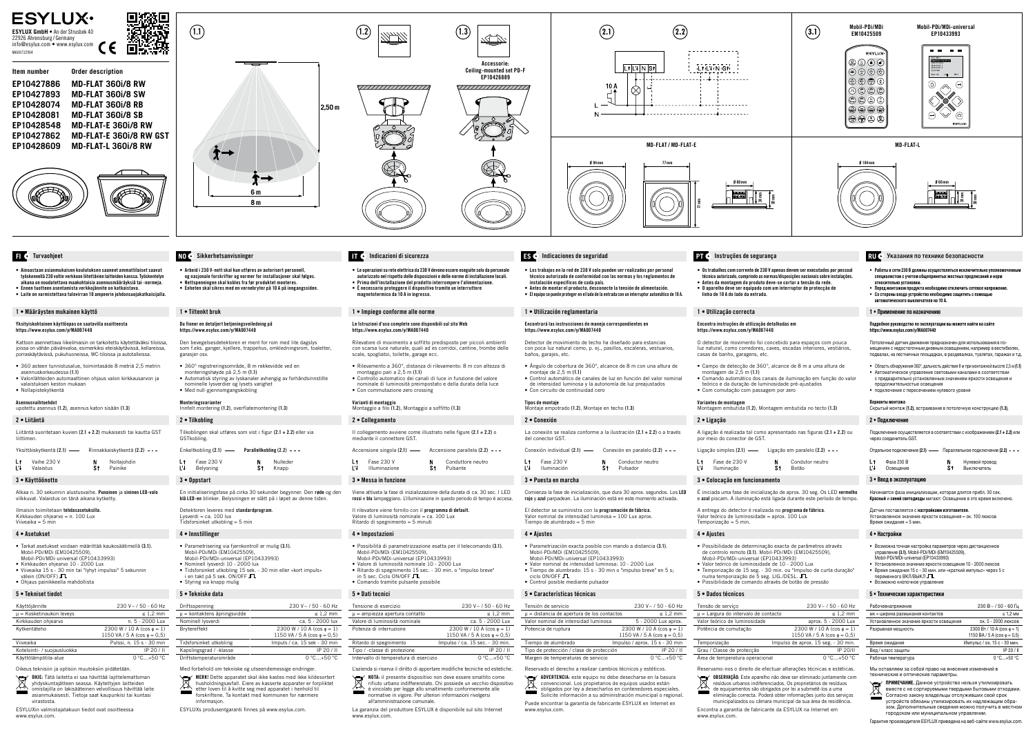# ESYLUX

ESYLUX GmbH • An der Strusbek 40
22926 Ahrensburg/Germany
info@esylux.com • www.esylux.com
MA00732904

| Item number | Order description |
|---|---|
| EP10427886 | MD-FLAT 360i/8 RW |
| EP10427893 | MD-FLAT 360i/8 SW |
| EP10428074 | MD-FLAT 360i/8 RB |
| EP10428081 | MD-FLAT 360i/8 SB |
| EP10428548 | MD-FLAT-E 360i/8 RW |
| EP10427862 | MD-FLAT-E 360i/8 RW GST |
| EP10428609 | MD-FLAT-L 360i/8 RW |

(1.1) 2,50 m 6 m 8 m

(1.2) (1.3) Accessorie: Ceiling-mounted set PD-F EP10426889

(2.1) (2.2) L↑ L↓ N S↑ 10 A L N

(3.1) Mobil-PDi/MDi EM10425509 Mobil-PDi/MDi-universal EP10433993

MD-FLAT / MD-FLAT-E Ø 94 mm 77 mm Ø 60 mm 34 mm 38 mm 77 mm

MD-FLAT-L Ø 104 mm Ø 60 mm 34 mm 38 mm

## FI Turvaohjeet

- Ainoastaan asianmukaisen koulutuksen saaneet ammattihenkilöt saavat työskennellä 230 voltin verkkoon liitettävien laitteiden kanssa. Työskentelyn aikana on noudatettava maakohtaisia asennusmääräyksiä tai -normeja.
- Ennen tuotteen asentamista verkkojännite on katkaistava.
- Laite on varmistettava tulovirran 10 ampeerin johdonsuojakatkaisijalla.

### 1 • Määräysten mukainen käyttö

**Yksityiskohtaisen käyttöopas on saatavilla osoitteesta https://www.esylux.com/y/MA00740**

Kattoon asennettava liiketunnistin on tarkoitettu käytettäväksi tiloissa, joissa on vähän päivänvaloa, esimerkiksi eteiskäytävissä, kellareissa, porraskäytävissä, pukuhuoneissa, WC-tiloissa ja autotalleissa.

- 360 asteen tunnistusalue, toimintasäde 8 metriä 2,5 metrin asennuskorkeudessa (1.1)
- Valonlähteiden automaattinen ohjaus valon kirkkausarvon ja valaistuksen keston mukaan
- Nollapistekytkentä

**Asennusvaihtoehdot**
upotettu asennus (1.2), asennus katon sisään (1.3)

### 2 • Liitäntä

Liitäntä suoritetaan kuvien (2.1 + 2.2) mukaisesti tai kautta GST liittimen.

Yksittäiskytkentä (2.1) —— Rinnakkaiskytkentä (2.2) - - -

L↑ Vaihe 230 V N Nollajohdin
L↓ Valaistus S↑ Painike

### 3 • Käyttöönotto

Alkaa n. 30 sekunnin alustusvaihe. **Punainen** ja **sininen LED-valo** vilkkuvat. Valaistus on tänä aikana kytketty.

Ilmaisin toimitetaan **tehdasasetuksilla**.
Kirkkauden ohjearvo = n. 100 Lux
Viiveaika = 5 min

### 4 • Asetukset

- Tarkat asetukset voidaan määrittää kaukosäätimellä (3.1). Mobil-PDi/MDi (EM10425509), Mobil-PDi/MDi-universal (EP10433993)
- Kirkkauden ohjearvo 10 - 2000 Lux
- Viiveaika 15 s - 30 min tai "lyhyt impulssi" 5 sekunnin välein (ON/OFF) ⎍
- Ohjaus painikkeella mahdollista

### 5 • Tekniset tiedot

| | |
|---|---|
| Käyttöjännite | 230 V~ / 50 - 60 Hz |
| µ = Koskettimien leveys | ≤ 1,2 mm |
| Kirkkauden ohjearvo | n. 5 - 2000 Lux |
| Kytkentäteho | 2300 W / 10 A (cos φ = 1) 1150 VA / 5 A (cos φ = 0,5) |
| Viiveaika | Pulssi, n. 15 s - 30 min |
| Kotelointi- / suojausluokka | IP 20 / II |
| Käyttölämpötila-alue | 0 °C…+50 °C |

Oikeus teknisiin ja optisiin muutoksiin pidätetään.

**OHJE:** Tätä laitetta ei saa hävittää lajittelemattoman yhdyskuntajätteen seassa. Käytettyjen laitteiden omistajilla on lakisääteinen velvollisuus hävittää laite asianmukaisesti. Tietoja saat kaupunkisi tai kuntasi virastosta.

ESYLUXin valmistajatakuun tiedot ovat osoitteessa www.esylux.com.

## NO Sikkerhetsanvisninger

- Arbeid i 230 V-nett skal kun utføres av autorisert personell, og nasjonale forskrifter og normer for installasjoner skal følges.
- Nettspenningen skal kobles fra før produktet monteres.
- Enheten skal sikres med en vernebryter på 10 A på inngangssiden.

### 1 • Tiltenkt bruk

**Du finner en detaljert betjeningsveiledning på https://www.esylux.com/y/MA00740**

Den bevegelsesdetektoren er ment for rom med lite dagslys som f.eks. ganger, kjellere, trappehus, omkledningsrom, toaletter, garasjer osv.

- 360° registreringsområde, 8 m rekkevidde ved en monteringshøyde på 2,5 m (1.1)
- Automatisk styring av lyskanaler avhengig av forhåndsinnstilte nominelle lysverdier og lysets varighet
- Med null-gjennomgangskobling

**Monteringsvarianter**
Innfelt montering (1.2), overflatemontering (1.3)

### 2 • Tilkobling

Tilkoblingen skal utføres som vist i figur (2.1 + 2.2) eller via GSTkobling.

Enkeltkobling (2.1) —— **Parallellkobling (2.2)** - - -

L↑ Fase 230 V N Nulleder
L↓ Belysning S↑ Knapp

### 3 • Oppstart

En initialiseringsfase på cirka 30 sekunder begynner. Den **røde** og den **blå LED-en** blinker. Belysningen er slått på i løpet av denne tiden.

Detektoren leveres med **standardprogram**.
Lysverdi = ca. 100 lux
Tidsforsinket utkobling = 5 min

### 4 • Innstillinger

- Parametrisering via fjernkontroll er mulig (3.1). Mobil-PDi/MDi (EM10425509), Mobil-PDi/MDi-universal (EP10433993)
- Nominell lysverdi 10 - 2000 lux
- Tidsforsinket utkobling 15 sek. - 30 min eller «kort impuls» i en takt på 5 sek. ON/OFF ⎍
- Styring via knapp mulig

### 5 • Tekniske data

| | |
|---|---|
| Driftsspenning | 230 V~ / 50 - 60 Hz |
| µ = kontaktens åpningsvidde | ≤ 1,2 mm |
| Nominell lysverdi | ca. 5 - 2000 lux |
| Bryteeffekt | 2300 W / 10 A (cos φ = 1) 1150 VA / 5 A (cos φ = 0,5) |
| Tidsforsinket utkobling | Impuls / ca. 15 sek - 30 min |
| Kapslingsgrad / -klasse | IP 20 / II |
| Driftstemperaturområde | 0 °C…+50 °C |

Med forbehold om tekniske og utseendemessige endringer.

**MERK!** Dette apparatet skal ikke kastes med ikke kildesortert husholdningsavfall. Eiere av kasserte apparater er forpliktet etter loven til å kvitte seg med apparatet i henhold til forskriftene. Ta kontakt med kommunen for nærmere informasjon.

ESYLUXs produsentgaranti finnes på www.esylux.com.

## IT Indicazioni di sicurezza

- Le operazioni su rete elettrica da 230 V devono essere eseguite solo da personale autorizzato nel rispetto delle disposizioni e delle norme di installazione locali.
- Prima dell'installazione del prodotto interrompere l'alimentazione.
- È necessario proteggere il dispositivo tramite un interruttore magnetotermico da 10 A in ingresso.

### 1 • Impiego conforme alle norme

**Le Istruzioni d'uso complete sono disponibili sul sito Web https://www.esylux.com/y/MA00740**

Rilevatore di movimento a soffitto predisposto per piccoli ambienti con scarsa luce naturale, quali ad es corridoi, cantine, trombe delle scale, spogliatoi, toilette, garage ecc.

- Rilevamento a 360°, distanza di rilevamento: 8 m con altezza di montaggio pari a 2,5 m (1.1)
- Controllo automatico dei canali di luce in funzione del valore nominale di luminosità preimpostato e della durata della luce
- Con commutazione zero crossing

**Varianti di montaggio**
Montaggio a filo (1.2), Montaggio a soffitto (1.3)

### 2 • Collegamento

Il collegamento avviene come illustrato nelle figure (2.1 + 2.2) o mediante il connettore GST.

Accensione singola (2.1) —— Accensione parallela (2.2) - - -

L↑ Fase 230 V N Conduttore neutro
L↓ Illuminazione S↑ Pulsante

### 3 • Messa in funzione

Viene attivata la fase di inizializzazione della durata di ca. 30 sec. I LED **rossi** e **blu** lampeggiano. L'illuminazione in questo periodo di tempo è accesa.

Il rilevatore viene fornito con il **programma di default**.
Valore di luminosità nominale = ca. 100 Lux
Ritardo di spegnimento = 5 minuti

### 4 • Impostazioni

- Possibilità di parametrizzazione esatta per il telecomando (3.1). Mobil-PDi/MDi (EM10425509), Mobil-PDi/MDi-universal (EP10433993)
- Valore di luminosità nominale 10 - 2000 Lux
- Ritardo di spegnimento 15 sec. - 30 min. o "impulso breve" in 5 sec. Ciclo ON/OFF ⎍
- Comando tramite pulsante possibile

### 5 • Dati tecnici

| | |
|---|---|
| Tensione di esercizio | 230 V~ / 50 - 60 Hz |
| µ = ampiezza apertura contatto | ≤ 1,2 mm |
| Valore di luminosità nominale | ca. 5 - 2000 Lux |
| Potenza di interruzione | 2300 W / 10 A (cos φ = 1) 1150 VA / 5 A (cos φ = 0,5) |
| Ritardo di spegnimento | Impulso / ca. 15 sec. - 30 min. |
| Tipo / classe di protezione | IP 20 / II |
| Intervallo di temperatura di esercizio | 0 °C…+50 °C |

L'azienda si riserva il diritto di apportare modifiche tecniche ed estetiche.

**NOTA:** il presente dispositivo non deve essere smaltito come rifiuto urbano indifferenziato. Chi possiede un vecchio dispositivo è vincolato per legge allo smaltimento conformemente alle normative in vigore. Per ulteriori informazioni rivolgersi all'amministrazione comunale.

La garanzia del produttore ESYLUX è disponibile sul sito Internet www.esylux.com.

## ES Indicaciones de seguridad

- Los trabajos en la red de 230 V solo pueden ser realizados por personal técnico autorizado de conformidad con las normas y los reglamentos de instalación específicos de cada país.
- Antes de montar el producto, desconecte la tensión de alimentación.
- El equipo se puede proteger en el lado de la entrada con un interruptor automático de 10 A.

### 1 • Utilización reglamentaria

**Encontrará las instrucciones de manejo correspondientes en https://www.esylux.com/y/MA00740**

Detector de movimiento de techo ha diseñado para estancias con poca luz natural como, p. ej., pasillos, escaleras, vestuarios, baños, garajes, etc.

- Ángulo de cobertura de 360°, alcance de 8 m con una altura de montaje de 2,5 m (1.1)
- Control automático de canales de luz en función del valor nominal de intensidad lumínica y la autonomía de luz preajustados
- Con circuito de continuidad cero

**Tipos de montaje**
Montaje empotrado (1.2), Montaje en techo (1.3)

### 2 • Conexión

La conexión se realiza conforme a la ilustración (2.1 + 2.2) o a través del conector GST.

Conexión individual (2.1) —— Conexión en paralelo (2.2) - - -

L↑ Fase 230 V N Conductor neutro
L↓ Iluminación S↑ Pulsador

### 3 • Puesta en marcha

Comienza la fase de inicialización, que dura unos 30 aprox. segundos. Los **LED rojo** y **azul** parpadean. La iluminación está en este momento activada.

El detector se suministra con la **programación de fábrica**.
Valor nominal de intensidad lumínosa = 100 Lux aprox.
Tiempo de alumbrado = 5 min

### 4 • Ajustes

- Parametrización exacta posible con mando a distancia (3.1). Mobil-PDi/MDi (EM10425509), Mobil-PDi/MDi-universal (EP10433993)
- Valor nominal de intensidad luminosa: 10 - 2000 Lux
- Tiempo de alumbrado: 15 s - 30 min o "impulso breve" en 5 s; ciclo ON/OFF ⎍
- Control posible mediante pulsador

### 5 • Características técnicas

| | |
|---|---|
| Tensión de servicio | 230 V~ / 50 - 60 Hz |
| µ = distancia de apertura de los contactos | ≤ 1,2 mm |
| Valor nominal de intensidad luminosa | 5 - 2000 Lux aprox. |
| Potencia de ruptura | 2300 W / 10 A (cos φ = 1) 1150 VA / 5 A (cos φ = 0,5) |
| Tiempo de alumbrado | Impulso / aprox. 15 s - 30 min |
| Tipo de protección / clase de protección | IP 20 / II |
| Margen de temperaturas de servicio | 0 °C…+50 °C |

Reservado el derecho a realizar cambios técnicos y estéticos.

**ADVERTENCIA:** este equipo no debe desecharse en la basura convencional. Los propietarios de equipos usados están obligados por ley a desecharlos en contenedores especiales. Solicite información a su administración municipal o regional.

Puede encontrar la garantía de fabricante ESYLUX en Internet en www.esylux.com.

## PT Instruções de segurança

- Os trabalhos com corrente de 230 V apenas devem ser executados por pessoal técnico autorizado, cumprindo as normas/disposições nacionais sobre instalações.
- Antes da montagem do produto deve-se cortar a tensão da rede.
- O aparelho deve ser equipado com um interruptor de protecção de linha de 10 A do lado da entrada.

### 1 • Utilização correcta

**Encontra instruções de utilização detalhadas em https://www.esylux.com/y/MA00740**

O detector de movimento foi concebido para espaços com pouca luz natural, como corredores, caves, escadas interiores, vestiários, casas de banho, garagens, etc.

- Campo de detecção de 360°, alcance de 8 m a uma altura de montagem de 2,5 m (1.1)
- Comando automático dos canais de iluminação em função do valor teórico e da duração de luminosidade pré ajustados
- Com comutação com passagem por zero

**Variantes de montagem**
Montagem embutida (1.2), Montagem embutida no tecto (1.3)

### 2 • Ligação

A ligação é realizada tal como apresentado nas figuras (2.1 + 2.2) ou por meio do conector de GST.

Ligação simples (2.1) —— Ligação em paralelo (2.2) - - -

L↑ Fase de 230 V N Condutor neutro
L↓ Iluminação S↑ Botão

### 3 • Colocação em funcionamento

É iniciada uma fase de inicialização de aprox. 30 seg. Os LED **vermelho** e **azul** piscam. A iluminação está ligada durante este período de tempo.

A entrega do detector é realizada no **programa de fábrica**.
Valor teórico de luminosidade = aprox. 100 Lux
Temporização = 5 min.

### 4 • Ajustes

- Possibilidade de determinação exacta de parâmetros através de controlo remoto (3.1). Mobil-PDi/MDi (EM10425509), Mobil-PDi/MDi-universal (EP10433993)
- Valor teórico de luminosidade de 10 - 2000 Lux
- Temporização de 15 seg. - 30 min. ou "Impulso de curta duração" numa temporização de 5 seg. LIG./DESL. ⎍
- Possibilidade de comando através de botão de pressão

### 5 • Dados técnicos

| | |
|---|---|
| Tensão de serviço | 230 V~ / 50 - 60 Hz |
| µ = Largura do intervalo de contacto | ≤ 1,2 mm |
| Valor teórico de luminosidade | aprox. 5 - 2000 Lux |
| Potência de comutação | 2300 W / 10 A (cos φ = 1) 1150 VA / 5 A (cos φ = 0,5) |
| Temporização | Impulso de aprox. 15 seg. - 30 min. |
| Grau / Classe de protecção | IP 20/II |
| Área de temperatura operacional | 0 °C…+50 °C |

Reservamo-nos o direito de efectuar alterações técnicas e estéticas.

**OBSERVAÇÃO:** Este aparelho não deve ser eliminado juntamente com resíduos urbanos indiferenciados. Os proprietários de resíduos de equipamentos são obrigados por lei a submetê-los a uma eliminação correcta. Poderá obter informações junto dos serviços municipalizados ou câmara municipal da sua área de residência.

Encontra a garantia de fabricante da ESYLUX na Internet em www.esylux.com.

## RU Указания по технике безопасности

- Работы в сети 230 В должны осуществляться исключительно уполномоченным специалистом с учетом общепринятых местных предписаний и норм относительно установки.
- Перед монтажом продукта необходимо отключить сетевое напряжение.
- Со стороны входа устройство необходимо защитить с помощью автоматического выключателя на 10 А.

### 1 • Применение по назначению

**Подробное руководство по эксплуатации вы можете найти на сайте https://www.esylux.com/y/MA00740**

Потолочный датчик движения предназначен для использования в помещениях с недостаточным дневным освещением, например в вестибюлях, подвалах, на лестничных площадках, в раздевалках, туалетах, гаражах и т.д.

- Область обнаружения 360°, дальность действия 8 м при монтажной высоте 2,5 м (1.1)
- Автоматическое управление световыми каналами в соответствии с предварительно установленным значением яркости освещения и продолжительностью освещения
- подключение с пересечением нулевого уровня

**Варианты монтажа**
Скрытый монтаж (1.2), встраивание в потолочную конструкцию (1.3).

### 2 • Подключение

Подключение осуществляется в соответствии с изображением (2.1 + 2.2) или через соединитель GST.

Отдельное подключение (2.1) —— Параллельное подключение (2.2) - - -

L↑ Фаза 230 В N Нулевой провод
L↓ Освещение S↑ Выключатель

### 3 • Ввод в эксплуатацию

Начинается фаза инициализации, которая длится прибл. 30 сек. **Красный** и **синий светодиоды** мигают. Освещение в это время включено.

Датчик поставляется с **настройками изготовителя**.
Установленное значение яркости освещения = ок. 100 люксов
Время ожидания = 5 мин.

### 4 • Настройки

- Возможна точная настройка параметров через дистанционное управление (3.1). Mobil-PDi/MDi (EM10425509), Mobil-PDi/MDi-universal (EP10433993)
- Установленное значение яркости освещения 10 - 2000 люксов
- Время ожидания 15 с - 30 мин. или «краткий импульс» через 5 с переменного ВКЛ/ВЫКЛ ⎍
- Возможно кнопочное управление

### 5 • Технические характеристики

| | |
|---|---|
| Рабочее напряжение | 230 В~ / 50 - 60 Гц |
| мк = ширина размыкания контактов | ≤ 1,2 мм |
| Установленное значение яркости освещения | ок. 5 - 2000 люксов |
| Разрывная мощность | 2300 Вт / 10 А (cos φ = 1) 1150 ВА / 5 А (cos φ = 0,5) |
| Время ожидания | Импульс / ок. 15 с - 30 мин. |
| Вид / класс защиты | IP 20 / II |
| Рабочая температура | 0 °C…+50 °C |

Мы оставляем за собой право на внесение изменений в технические и оптические параметры.

**ПРИМЕЧАНИЕ.** Данное устройство нельзя утилизировать вместе с не сортируемыми твердыми бытовыми отходами. Согласно закону владельцы отслуживших свой срок устройств обязаны утилизировать их надлежащим образом. Дополнительные сведения можно получить в местном городском или муниципальном управлении.

Гарантия производителя ESYLUX приведена на веб-сайте www.esylux.com.